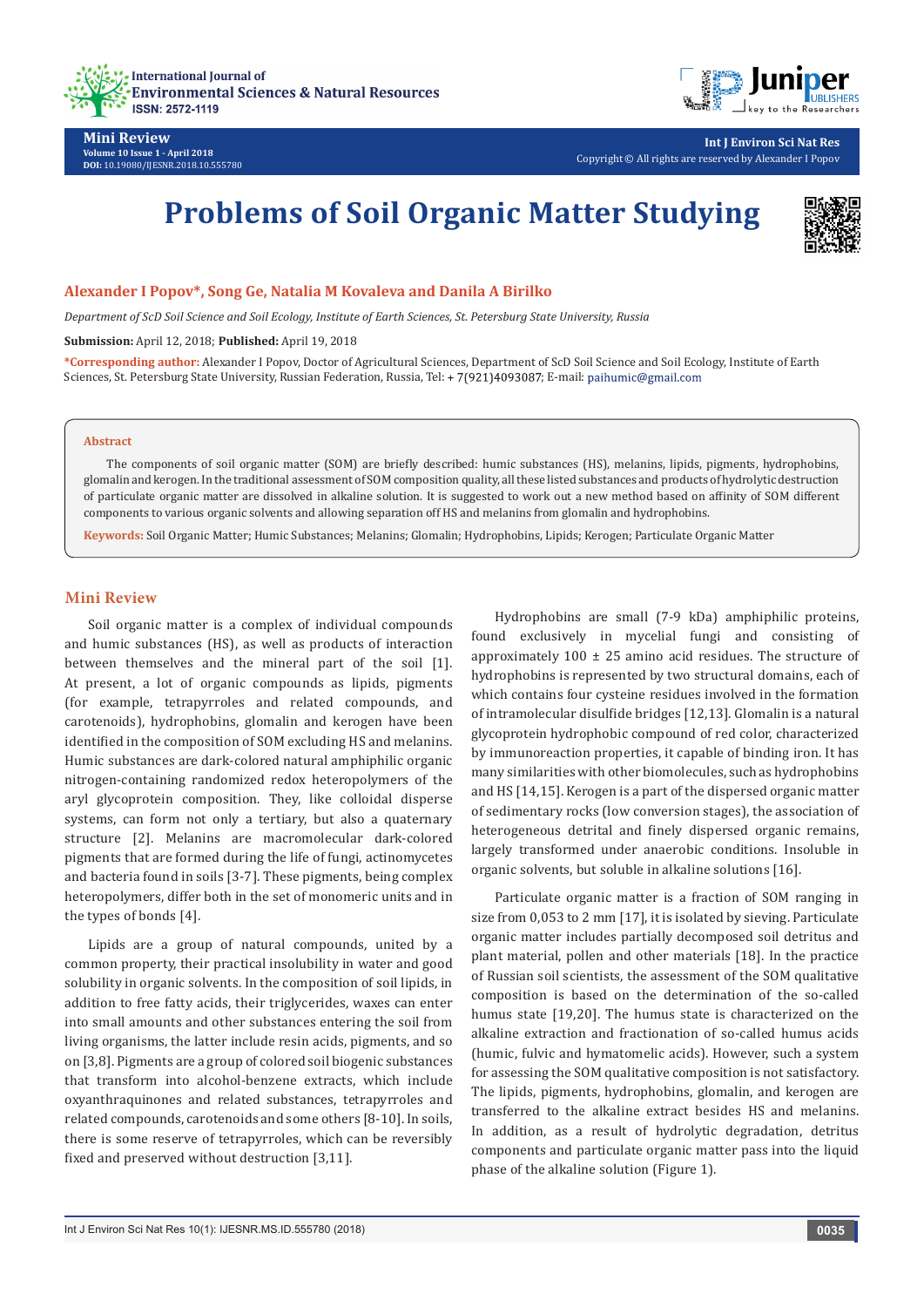Mini Review

# Problems of Soil Organic Matter Studying

**Alexander I Popov*, Song Ge, Natalia M Kovaleva and Danila A Birilko**

*Department of ScD Soil Science and Soil Ecology, Institute of Earth Sciences, St. Petersburg State University, Russia*

**Submission:** April 12, 2018; **Published:** April 19, 2018

***Corresponding author:** Alexander I Popov, Doctor of Agricultural Sciences, Department of ScD Soil Science and Soil Ecology, Institute of Earth Sciences, St. Petersburg State University, Russian Federation, Russia, Tel: + 7(921)4093087; E-mail: paihumic@gmail.com

## Abstract

The components of soil organic matter (SOM) are briefly described: humic substances (HS), melanins, lipids, pigments, hydrophobins, glomalin and kerogen. In the traditional assessment of SOM composition quality, all these listed substances and products of hydrolytic destruction of particulate organic matter are dissolved in alkaline solution. It is suggested to work out a new method based on affinity of SOM different components to various organic solvents and allowing separation off HS and melanins from glomalin and hydrophobins.

**Keywords:** Soil Organic Matter; Humic Substances; Melanins; Glomalin; Hydrophobins, Lipids; Kerogen; Particulate Organic Matter

## Mini Review

Soil organic matter is a complex of individual compounds and humic substances (HS), as well as products of interaction between themselves and the mineral part of the soil [1]. At present, a lot of organic compounds as lipids, pigments (for example, tetrapyrroles and related compounds, and carotenoids), hydrophobins, glomalin and kerogen have been identified in the composition of SOM excluding HS and melanins. Humic substances are dark-colored natural amphiphilic organic nitrogen-containing randomized redox heteropolymers of the aryl glycoprotein composition. They, like colloidal disperse systems, can form not only a tertiary, but also a quaternary structure [2]. Melanins are macromolecular dark-colored pigments that are formed during the life of fungi, actinomycetes and bacteria found in soils [3-7]. These pigments, being complex heteropolymers, differ both in the set of monomeric units and in the types of bonds [4].

Lipids are a group of natural compounds, united by a common property, their practical insolubility in water and good solubility in organic solvents. In the composition of soil lipids, in addition to free fatty acids, their triglycerides, waxes can enter into small amounts and other substances entering the soil from living organisms, the latter include resin acids, pigments, and so on [3,8]. Pigments are a group of colored soil biogenic substances that transform into alcohol-benzene extracts, which include oxyanthraquinones and related substances, tetrapyrroles and related compounds, carotenoids and some others [8-10]. In soils, there is some reserve of tetrapyrroles, which can be reversibly fixed and preserved without destruction [3,11].

Hydrophobins are small (7-9 kDa) amphiphilic proteins, found exclusively in mycelial fungi and consisting of approximately 100 ± 25 amino acid residues. The structure of hydrophobins is represented by two structural domains, each of which contains four cysteine residues involved in the formation of intramolecular disulfide bridges [12,13]. Glomalin is a natural glycoprotein hydrophobic compound of red color, characterized by immunoreaction properties, it capable of binding iron. It has many similarities with other biomolecules, such as hydrophobins and HS [14,15]. Kerogen is a part of the dispersed organic matter of sedimentary rocks (low conversion stages), the association of heterogeneous detrital and finely dispersed organic remains, largely transformed under anaerobic conditions. Insoluble in organic solvents, but soluble in alkaline solutions [16].

Particulate organic matter is a fraction of SOM ranging in size from 0,053 to 2 mm [17], it is isolated by sieving. Particulate organic matter includes partially decomposed soil detritus and plant material, pollen and other materials [18]. In the practice of Russian soil scientists, the assessment of the SOM qualitative composition is based on the determination of the so-called humus state [19,20]. The humus state is characterized on the alkaline extraction and fractionation of so-called humus acids (humic, fulvic and hymatomelic acids). However, such a system for assessing the SOM qualitative composition is not satisfactory. The lipids, pigments, hydrophobins, glomalin, and kerogen are transferred to the alkaline extract besides HS and melanins. In addition, as a result of hydrolytic degradation, detritus components and particulate organic matter pass into the liquid phase of the alkaline solution (Figure 1).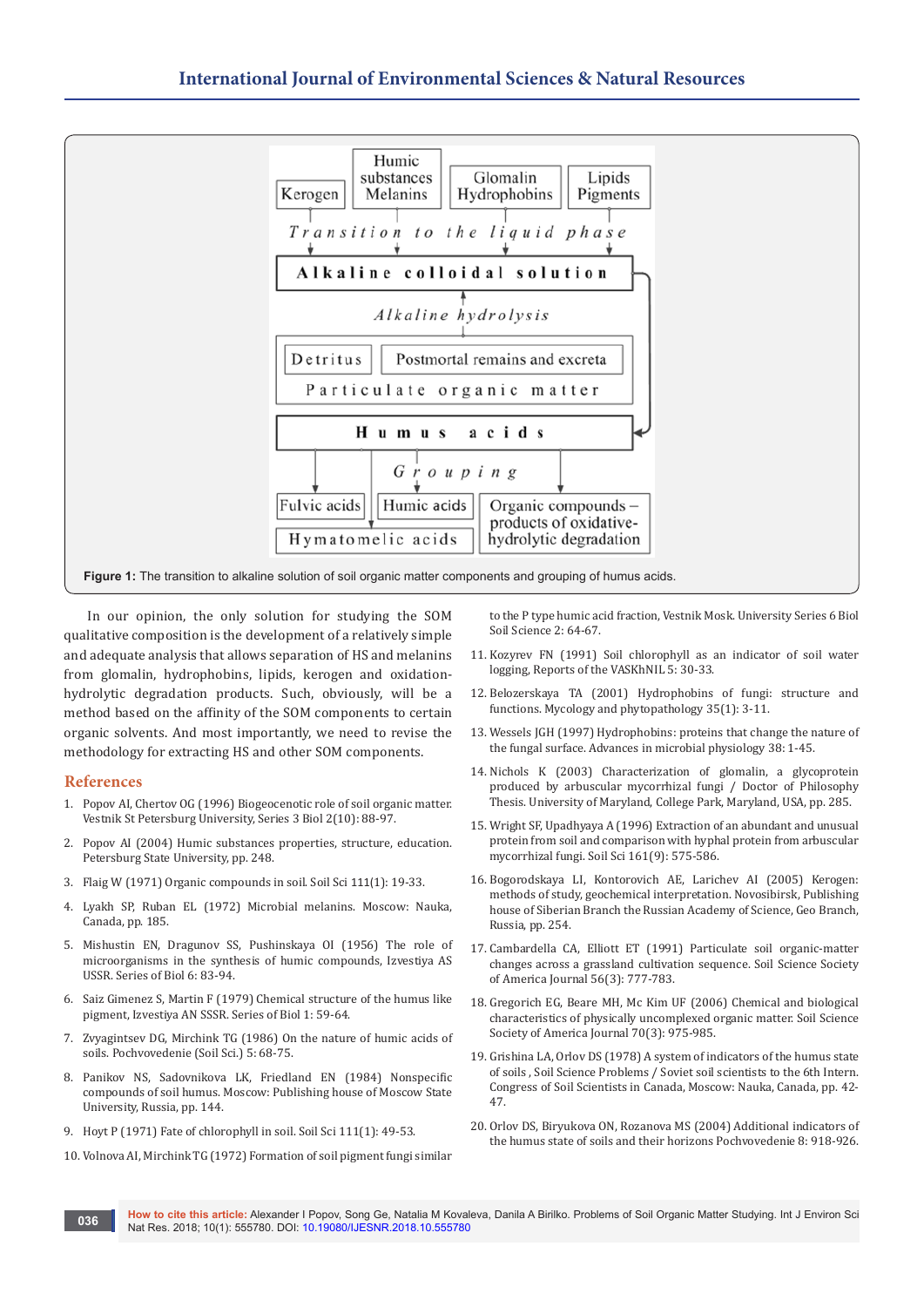Figure 1: The transition to alkaline solution of soil organic matter components and grouping of humus acids.

In our opinion, the only solution for studying the SOM qualitative composition is the development of a relatively simple and adequate analysis that allows separation of HS and melanins from glomalin, hydrophobins, lipids, kerogen and oxidation-hydrolytic degradation products. Such, obviously, will be a method based on the affinity of the SOM components to certain organic solvents. And most importantly, we need to revise the methodology for extracting HS and other SOM components.

## References

1. Popov AI, Chertov OG (1996) Biogeocenotic role of soil organic matter. Vestnik St Petersburg University, Series 3 Biol 2(10): 88-97.
2. Popov AI (2004) Humic substances properties, structure, education. Petersburg State University, pp. 248.
3. Flaig W (1971) Organic compounds in soil. Soil Sci 111(1): 19-33.
4. Lyakh SP, Ruban EL (1972) Microbial melanins. Moscow: Nauka, Canada, pp. 185.
5. Mishustin EN, Dragunov SS, Pushinskaya OI (1956) The role of microorganisms in the synthesis of humic compounds, Izvestiya AS USSR. Series of Biol 6: 83-94.
6. Saiz Gimenez S, Martin F (1979) Chemical structure of the humus like pigment, Izvestiya AN SSSR. Series of Biol 1: 59-64.
7. Zvyagintsev DG, Mirchink TG (1986) On the nature of humic acids of soils. Pochvovedenie (Soil Sci.) 5: 68-75.
8. Panikov NS, Sadovnikova LK, Friedland EN (1984) Nonspecific compounds of soil humus. Moscow: Publishing house of Moscow State University, Russia, pp. 144.
9. Hoyt P (1971) Fate of chlorophyll in soil. Soil Sci 111(1): 49-53.
10. Volnova AI, Mirchink TG (1972) Formation of soil pigment fungi similar to the P type humic acid fraction, Vestnik Mosk. University Series 6 Biol Soil Science 2: 64-67.
11. Kozyrev FN (1991) Soil chlorophyll as an indicator of soil water logging, Reports of the VASKhNIL 5: 30-33.
12. Belozerskaya TA (2001) Hydrophobins of fungi: structure and functions. Mycology and phytopathology 35(1): 3-11.
13. Wessels JGH (1997) Hydrophobins: proteins that change the nature of the fungal surface. Advances in microbial physiology 38: 1-45.
14. Nichols K (2003) Characterization of glomalin, a glycoprotein produced by arbuscular mycorrhizal fungi / Doctor of Philosophy Thesis. University of Maryland, College Park, Maryland, USA, pp. 285.
15. Wright SF, Upadhyaya A (1996) Extraction of an abundant and unusual protein from soil and comparison with hyphal protein from arbuscular mycorrhizal fungi. Soil Sci 161(9): 575-586.
16. Bogorodskaya LI, Kontorovich AE, Larichev AI (2005) Kerogen: methods of study, geochemical interpretation. Novosibirsk, Publishing house of Siberian Branch the Russian Academy of Science, Geo Branch, Russia, pp. 254.
17. Cambardella CA, Elliott ET (1991) Particulate soil organic-matter changes across a grassland cultivation sequence. Soil Science Society of America Journal 56(3): 777-783.
18. Gregorich EG, Beare MH, Mc Kim UF (2006) Chemical and biological characteristics of physically uncomplexed organic matter. Soil Science Society of America Journal 70(3): 975-985.
19. Grishina LA, Orlov DS (1978) A system of indicators of the humus state of soils , Soil Science Problems / Soviet soil scientists to the 6th Intern. Congress of Soil Scientists in Canada, Moscow: Nauka, Canada, pp. 42-47.
20. Orlov DS, Biryukova ON, Rozanova MS (2004) Additional indicators of the humus state of soils and their horizons Pochvovedenie 8: 918-926.

**How to cite this article:** Alexander I Popov, Song Ge, Natalia M Kovaleva, Danila A Birilko. Problems of Soil Organic Matter Studying. Int J Environ Sci Nat Res. 2018; 10(1): 555780. DOI: 10.19080/IJESNR.2018.10.555780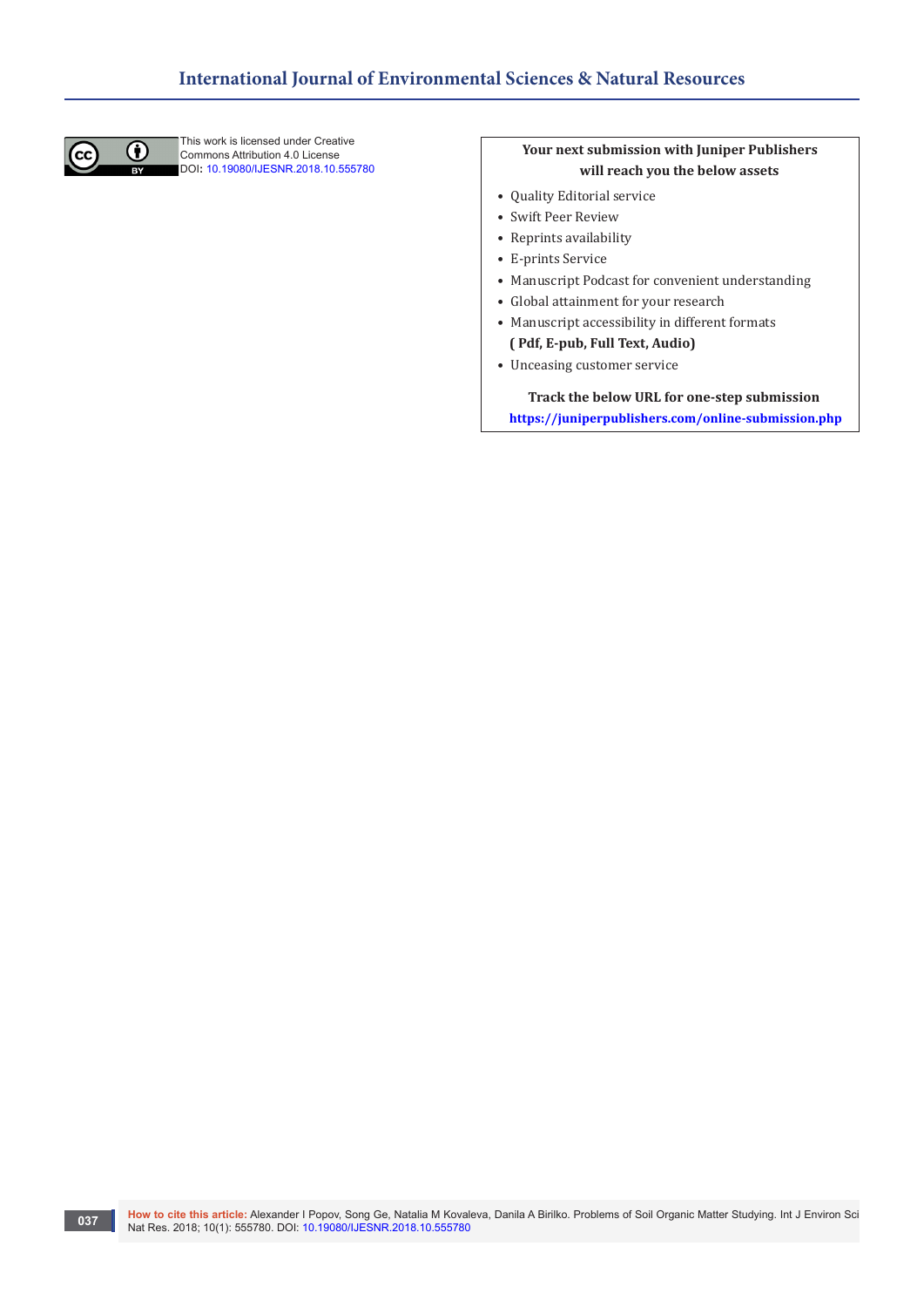This work is licensed under Creative Commons Attribution 4.0 License
DOI: 10.19080/IJESNR.2018.10.555780

**Your next submission with Juniper Publishers will reach you the below assets**

- Quality Editorial service
- Swift Peer Review
- Reprints availability
- E-prints Service
- Manuscript Podcast for convenient understanding
- Global attainment for your research
- Manuscript accessibility in different formats
  **( Pdf, E-pub, Full Text, Audio)**
- Unceasing customer service

**Track the below URL for one-step submission**
**https://juniperpublishers.com/online-submission.php**

**How to cite this article:** Alexander I Popov, Song Ge, Natalia M Kovaleva, Danila A Birilko. Problems of Soil Organic Matter Studying. Int J Environ Sci Nat Res. 2018; 10(1): 555780. DOI: 10.19080/IJESNR.2018.10.555780